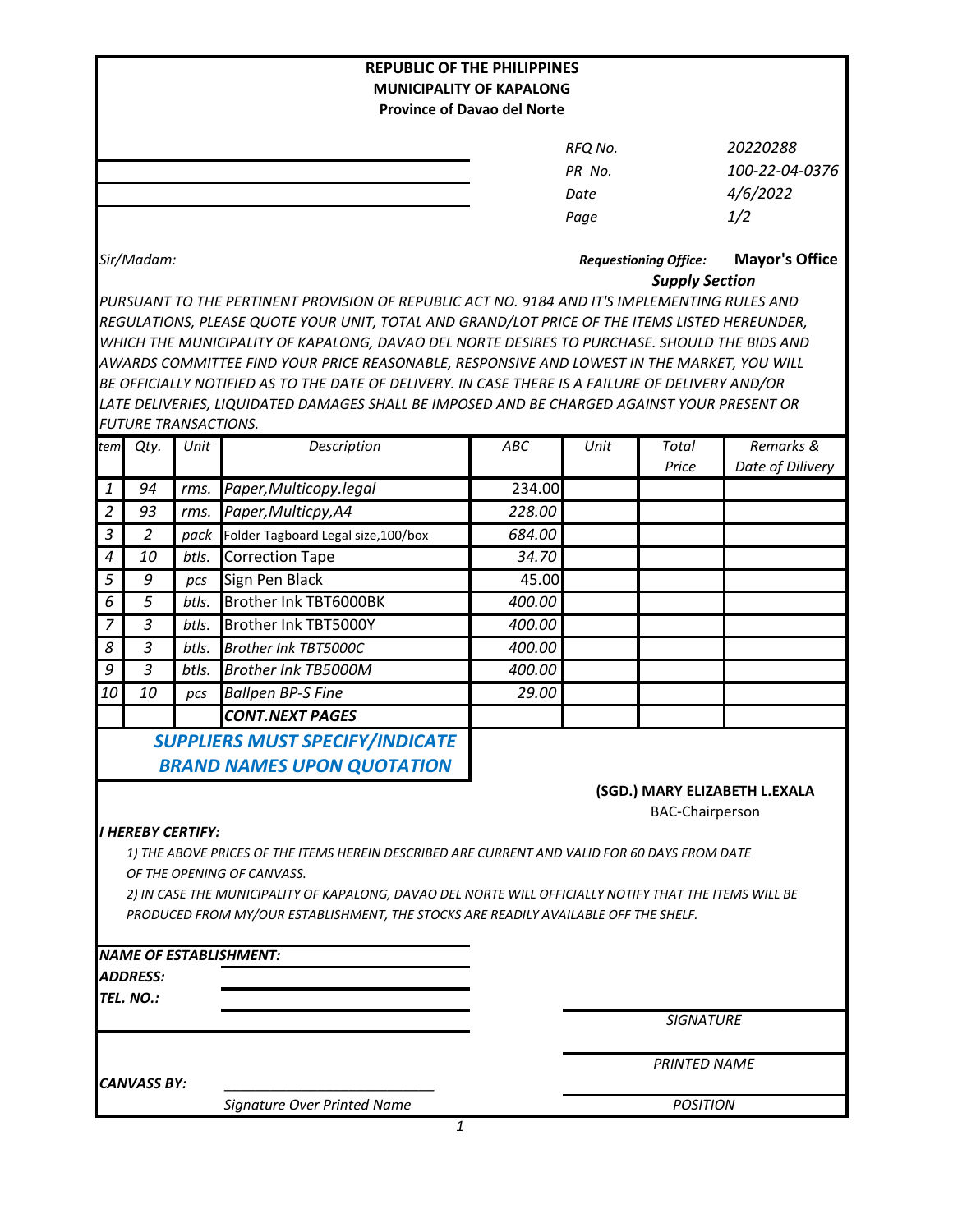**REPUBLIC OF THE PHILIPPINES**
**MUNICIPALITY OF KAPALONG**
**Province of Davao del Norte**

| | |
|---|---|
| *RFQ No.* | *20220288* |
| *PR No.* | *100-22-04-0376* |
| *Date* | *4/6/2022* |
| *Page* | *1/2* |

*Sir/Madam:*

***Requestioning Office:*** **Mayor's Office**
***Supply Section***

*PURSUANT TO THE PERTINENT PROVISION OF REPUBLIC ACT NO. 9184 AND IT'S IMPLEMENTING RULES AND REGULATIONS, PLEASE QUOTE YOUR UNIT, TOTAL AND GRAND/LOT PRICE OF THE ITEMS LISTED HEREUNDER, WHICH THE MUNICIPALITY OF KAPALONG, DAVAO DEL NORTE DESIRES TO PURCHASE. SHOULD THE BIDS AND AWARDS COMMITTEE FIND YOUR PRICE REASONABLE, RESPONSIVE AND LOWEST IN THE MARKET, YOU WILL BE OFFICIALLY NOTIFIED AS TO THE DATE OF DELIVERY. IN CASE THERE IS A FAILURE OF DELIVERY AND/OR LATE DELIVERIES, LIQUIDATED DAMAGES SHALL BE IMPOSED AND BE CHARGED AGAINST YOUR PRESENT OR FUTURE TRANSACTIONS.*

| *tem* | *Qty.* | *Unit* | *Description* | *ABC* | *Unit* | *Total Price* | *Remarks & Date of Dilivery* |
|---|---|---|---|---|---|---|---|
| 1 | 94 | rms. | Paper,Multicopy.legal | 234.00 | | | |
| 2 | 93 | rms. | Paper,Multicpy,A4 | 228.00 | | | |
| 3 | 2 | pack | Folder Tagboard Legal size,100/box | 684.00 | | | |
| 4 | 10 | btls. | Correction Tape | 34.70 | | | |
| 5 | 9 | pcs | Sign Pen Black | 45.00 | | | |
| 6 | 5 | btls. | Brother Ink TBT6000BK | 400.00 | | | |
| 7 | 3 | btls. | Brother Ink TBT5000Y | 400.00 | | | |
| 8 | 3 | btls. | Brother Ink TBT5000C | 400.00 | | | |
| 9 | 3 | btls. | Brother Ink TB5000M | 400.00 | | | |
| 10 | 10 | pcs | Ballpen BP-S Fine | 29.00 | | | |
| | | | **CONT.NEXT PAGES** | | | | |

***SUPPLIERS MUST SPECIFY/INDICATE BRAND NAMES UPON QUOTATION***

**(SGD.) MARY ELIZABETH L.EXALA**
BAC-Chairperson

***I HEREBY CERTIFY:***

*1) THE ABOVE PRICES OF THE ITEMS HEREIN DESCRIBED ARE CURRENT AND VALID FOR 60 DAYS FROM DATE OF THE OPENING OF CANVASS.*

*2) IN CASE THE MUNICIPALITY OF KAPALONG, DAVAO DEL NORTE WILL OFFICIALLY NOTIFY THAT THE ITEMS WILL BE PRODUCED FROM MY/OUR ESTABLISHMENT, THE STOCKS ARE READILY AVAILABLE OFF THE SHELF.*

***NAME OF ESTABLISHMENT:***

***ADDRESS:***

***TEL. NO.:***

*SIGNATURE*

*PRINTED NAME*

***CANVASS BY:*** \_\_\_\_\_\_\_\_\_\_\_\_\_\_\_\_\_\_\_\_\_\_\_\_\_\_\_\_

*Signature Over Printed Name*

*POSITION*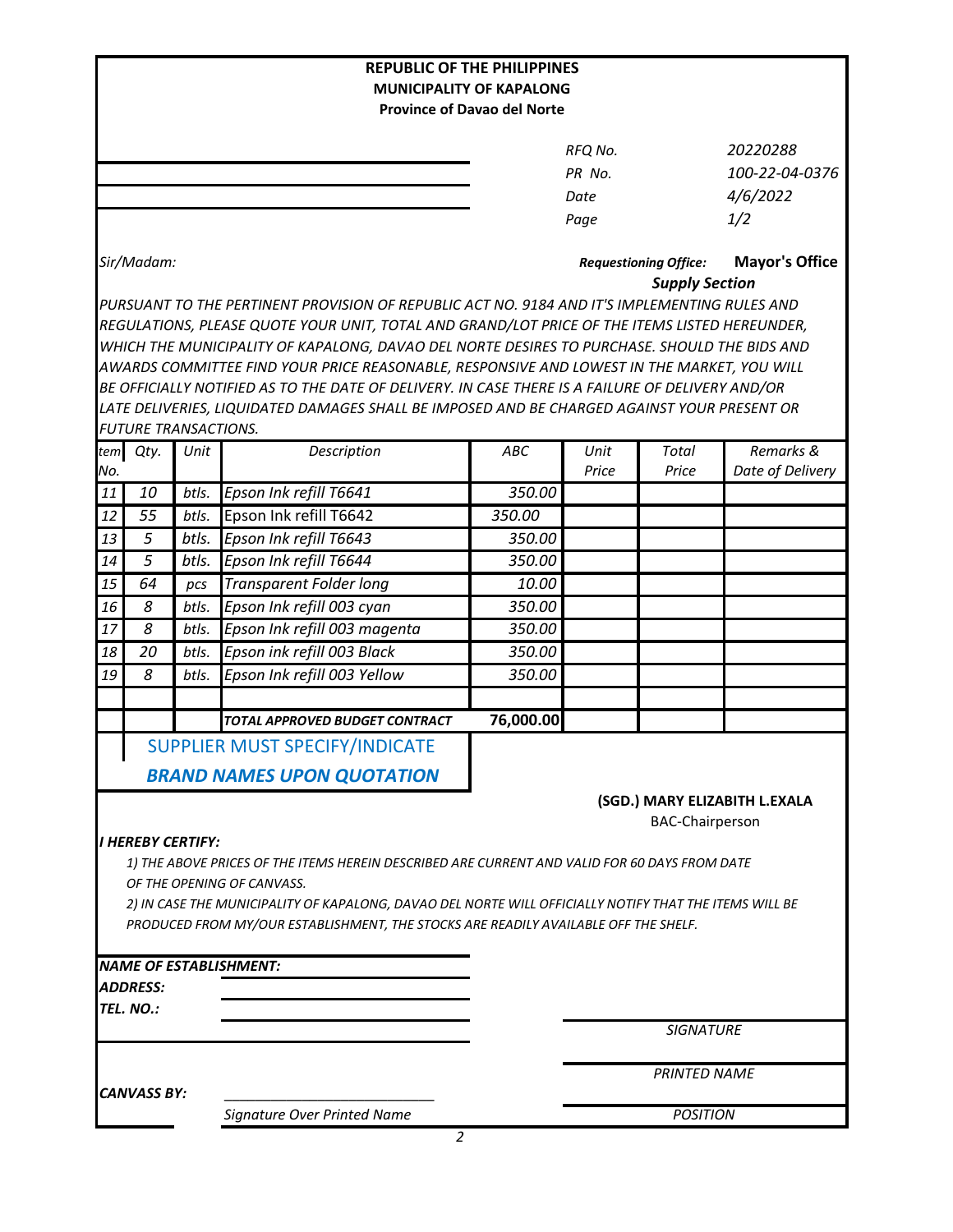**REPUBLIC OF THE PHILIPPINES**
**MUNICIPALITY OF KAPALONG**
**Province of Davao del Norte**

| | |
|---|---|
| *RFQ No.* | *20220288* |
| *PR No.* | *100-22-04-0376* |
| *Date* | *4/6/2022* |
| *Page* | *1/2* |

*Sir/Madam:*

***Requestioning Office:*** **Mayor's Office**
***Supply Section***

*PURSUANT TO THE PERTINENT PROVISION OF REPUBLIC ACT NO. 9184 AND IT'S IMPLEMENTING RULES AND REGULATIONS, PLEASE QUOTE YOUR UNIT, TOTAL AND GRAND/LOT PRICE OF THE ITEMS LISTED HEREUNDER, WHICH THE MUNICIPALITY OF KAPALONG, DAVAO DEL NORTE DESIRES TO PURCHASE. SHOULD THE BIDS AND AWARDS COMMITTEE FIND YOUR PRICE REASONABLE, RESPONSIVE AND LOWEST IN THE MARKET, YOU WILL BE OFFICIALLY NOTIFIED AS TO THE DATE OF DELIVERY. IN CASE THERE IS A FAILURE OF DELIVERY AND/OR LATE DELIVERIES, LIQUIDATED DAMAGES SHALL BE IMPOSED AND BE CHARGED AGAINST YOUR PRESENT OR FUTURE TRANSACTIONS.*

| tem No. | Qty. | Unit | Description | ABC | Unit Price | Total Price | Remarks & Date of Delivery |
|---|---|---|---|---|---|---|---|
| 11 | 10 | btls. | Epson Ink refill T6641 | 350.00 | | | |
| 12 | 55 | btls. | Epson Ink refill T6642 | 350.00 | | | |
| 13 | 5 | btls. | Epson Ink refill T6643 | 350.00 | | | |
| 14 | 5 | btls. | Epson Ink refill T6644 | 350.00 | | | |
| 15 | 64 | pcs | Transparent Folder long | 10.00 | | | |
| 16 | 8 | btls. | Epson Ink refill 003 cyan | 350.00 | | | |
| 17 | 8 | btls. | Epson Ink refill 003 magenta | 350.00 | | | |
| 18 | 20 | btls. | Epson ink refill 003 Black | 350.00 | | | |
| 19 | 8 | btls. | Epson Ink refill 003 Yellow | 350.00 | | | |
| | | | | | | | |
| | | | ***TOTAL APPROVED BUDGET CONTRACT*** | **76,000.00** | | | |

SUPPLIER MUST SPECIFY/INDICATE
***BRAND NAMES UPON QUOTATION***

**(SGD.) MARY ELIZABITH L.EXALA**
BAC-Chairperson

***I HEREBY CERTIFY:***

*1) THE ABOVE PRICES OF THE ITEMS HEREIN DESCRIBED ARE CURRENT AND VALID FOR 60 DAYS FROM DATE OF THE OPENING OF CANVASS.*

*2) IN CASE THE MUNICIPALITY OF KAPALONG, DAVAO DEL NORTE WILL OFFICIALLY NOTIFY THAT THE ITEMS WILL BE PRODUCED FROM MY/OUR ESTABLISHMENT, THE STOCKS ARE READILY AVAILABLE OFF THE SHELF.*

***NAME OF ESTABLISHMENT:***
***ADDRESS:***
***TEL. NO.:***

*SIGNATURE*

*PRINTED NAME*

***CANVASS BY:*** ___________________________
*Signature Over Printed Name*

*POSITION*